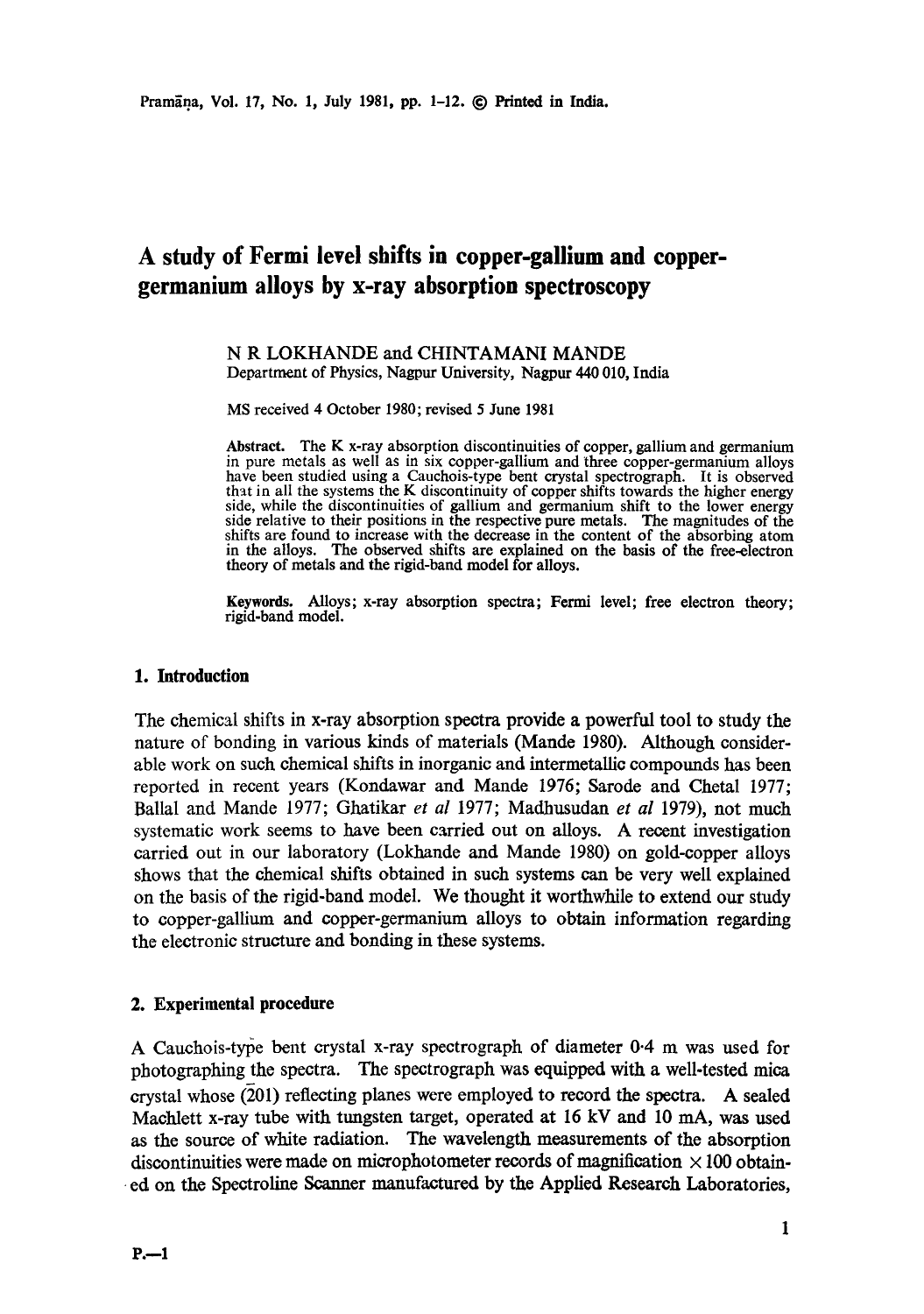# A study of Fermi level shifts in copper-gallium and copper-germanium alloys by x-ray absorption spectroscopy

N R LOKHANDE and CHINTAMANI MANDE
Department of Physics, Nagpur University, Nagpur 440 010, India

MS received 4 October 1980; revised 5 June 1981

**Abstract.** The K x-ray absorption discontinuities of copper, gallium and germanium in pure metals as well as in six copper-gallium and three copper-germanium alloys have been studied using a Cauchois-type bent crystal spectrograph. It is observed that in all the systems the K discontinuity of copper shifts towards the higher energy side, while the discontinuities of gallium and germanium shift to the lower energy side relative to their positions in the respective pure metals. The magnitudes of the shifts are found to increase with the decrease in the content of the absorbing atom in the alloys. The observed shifts are explained on the basis of the free-electron theory of metals and the rigid-band model for alloys.

**Keywords.** Alloys; x-ray absorption spectra; Fermi level; free electron theory; rigid-band model.

## 1. Introduction

The chemical shifts in x-ray absorption spectra provide a powerful tool to study the nature of bonding in various kinds of materials (Mande 1980). Although considerable work on such chemical shifts in inorganic and intermetallic compounds has been reported in recent years (Kondawar and Mande 1976; Sarode and Chetal 1977; Ballal and Mande 1977; Ghatikar *et al* 1977; Madhusudan *et al* 1979), not much systematic work seems to have been carried out on alloys. A recent investigation carried out in our laboratory (Lokhande and Mande 1980) on gold-copper alloys shows that the chemical shifts obtained in such systems can be very well explained on the basis of the rigid-band model. We thought it worthwhile to extend our study to copper-gallium and copper-germanium alloys to obtain information regarding the electronic structure and bonding in these systems.

## 2. Experimental procedure

A Cauchois-type bent crystal x-ray spectrograph of diameter 0·4 m was used for photographing the spectra. The spectrograph was equipped with a well-tested mica crystal whose ($\bar{2}$01) reflecting planes were employed to record the spectra. A sealed Machlett x-ray tube with tungsten target, operated at 16 kV and 10 mA, was used as the source of white radiation. The wavelength measurements of the absorption discontinuities were made on microphotometer records of magnification $\times 100$ obtained on the Spectroline Scanner manufactured by the Applied Research Laboratories,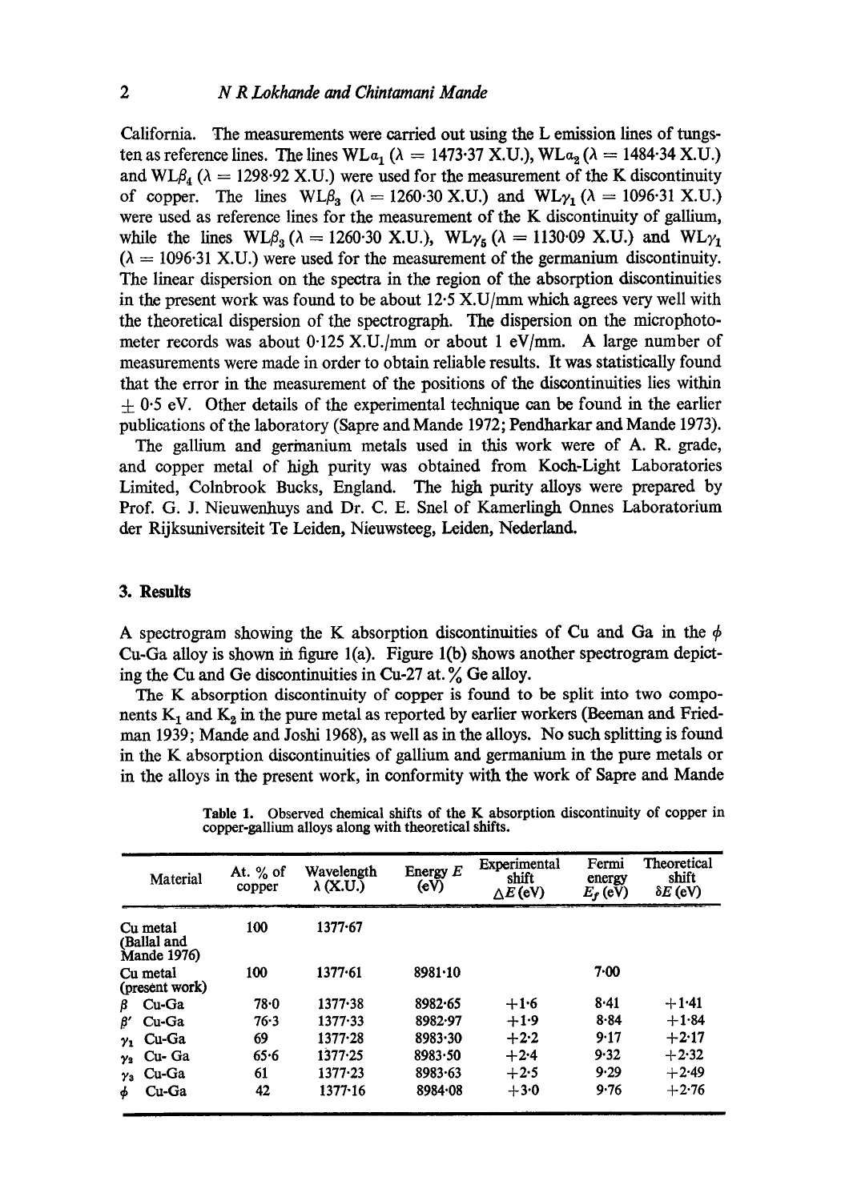California. The measurements were carried out using the L emission lines of tungsten as reference lines. The lines $WL\alpha_1$ ($\lambda$ = 1473·37 X.U.), $WL\alpha_2$ ($\lambda$ = 1484·34 X.U.) and $WL\beta_4$ ($\lambda$ = 1298·92 X.U.) were used for the measurement of the K discontinuity of copper. The lines $WL\beta_3$ ($\lambda$ = 1260·30 X.U.) and $WL\gamma_1$ ($\lambda$ = 1096·31 X.U.) were used as reference lines for the measurement of the K discontinuity of gallium, while the lines $WL\beta_3$ ($\lambda$ = 1260·30 X.U.), $WL\gamma_5$ ($\lambda$ = 1130·09 X.U.) and $WL\gamma_1$ ($\lambda$ = 1096·31 X.U.) were used for the measurement of the germanium discontinuity. The linear dispersion on the spectra in the region of the absorption discontinuities in the present work was found to be about 12·5 X.U/mm which agrees very well with the theoretical dispersion of the spectrograph. The dispersion on the microphotometer records was about 0·125 X.U./mm. or about 1 eV/mm. A large number of measurements were made in order to obtain reliable results. It was statistically found that the error in the measurement of the positions of the discontinuities lies within ± 0·5 eV. Other details of the experimental technique can be found in the earlier publications of the laboratory (Sapre and Mande 1972; Pendharkar and Mande 1973).

The gallium and germanium metals used in this work were of A. R. grade, and copper metal of high purity was obtained from Koch-Light Laboratories Limited, Colnbrook Bucks, England. The high purity alloys were prepared by Prof. G. J. Nieuwenhuys and Dr. C. E. Snel of Kamerlingh Onnes Laboratorium der Rijksuniversiteit Te Leiden, Nieuwsteeg, Leiden, Nederland.

## 3. Results

A spectrogram showing the K absorption discontinuities of Cu and Ga in the $\phi$ Cu-Ga alloy is shown in figure 1(a). Figure 1(b) shows another spectrogram depicting the Cu and Ge discontinuities in Cu-27 at. % Ge alloy.

The K absorption discontinuity of copper is found to be split into two components $K_1$ and $K_2$ in the pure metal as reported by earlier workers (Beeman and Friedman 1939; Mande and Joshi 1968), as well as in the alloys. No such splitting is found in the K absorption discontinuities of gallium and germanium in the pure metals or in the alloys in the present work, in conformity with the work of Sapre and Mande

**Table 1.** Observed chemical shifts of the K absorption discontinuity of copper in copper-gallium alloys along with theoretical shifts.

| Material | At. % of copper | Wavelength $\lambda$ (X.U.) | Energy $E$ (eV) | Experimental shift $\Delta E$ (eV) | Fermi energy $E_f$ (eV) | Theoretical shift $\delta E$ (eV) |
|---|---|---|---|---|---|---|
| Cu metal (Ballal and Mande 1976) | 100 | 1377·67 | | | | |
| Cu metal (present work) | 100 | 1377·61 | 8981·10 | | 7·00 | |
| $\beta$ Cu-Ga | 78·0 | 1377·38 | 8982·65 | +1·6 | 8·41 | +1·41 |
| $\beta'$ Cu-Ga | 76·3 | 1377·33 | 8982·97 | +1·9 | 8·84 | +1·84 |
| $\gamma_1$ Cu-Ga | 69 | 1377·28 | 8983·30 | +2·2 | 9·17 | +2·17 |
| $\gamma_2$ Cu-Ga | 65·6 | 1377·25 | 8983·50 | +2·4 | 9·32 | +2·32 |
| $\gamma_3$ Cu-Ga | 61 | 1377·23 | 8983·63 | +2·5 | 9·29 | +2·49 |
| $\phi$ Cu-Ga | 42 | 1377·16 | 8984·08 | +3·0 | 9·76 | +2·76 |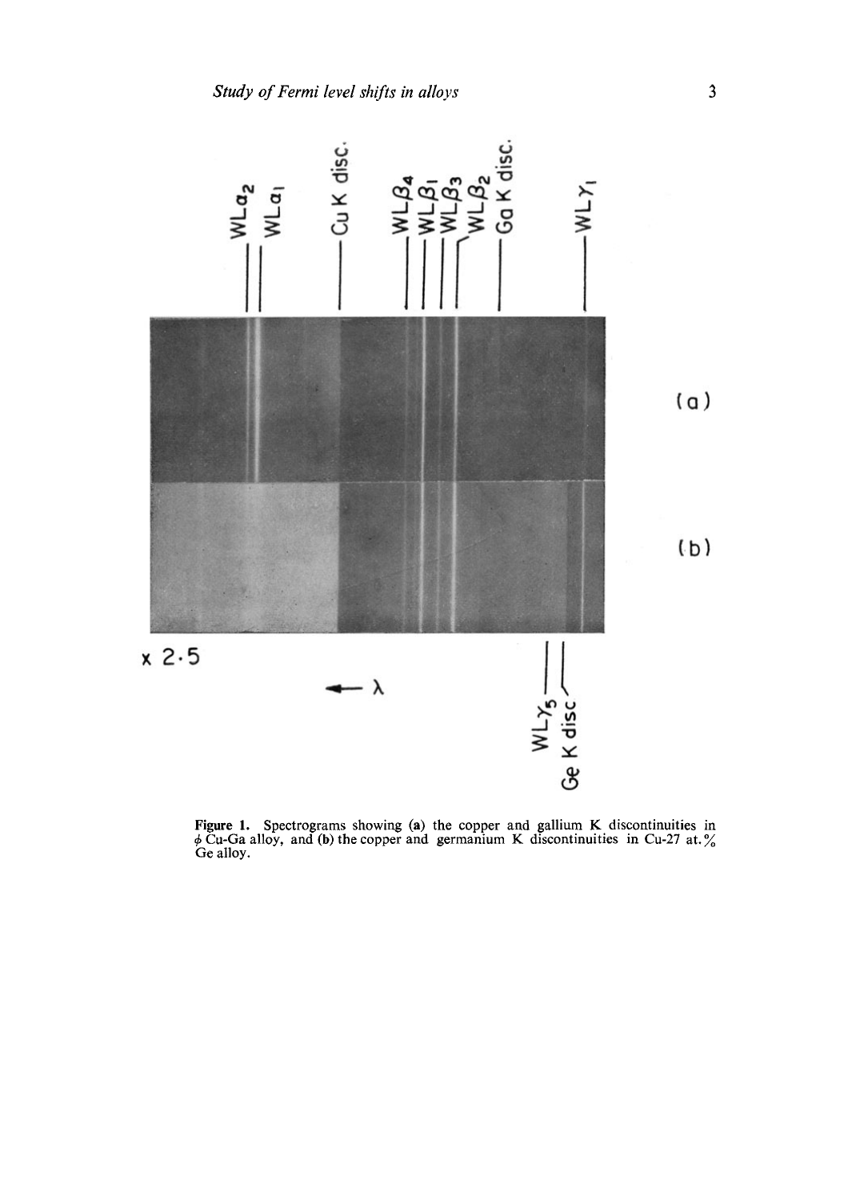**Figure 1.** Spectrograms showing (a) the copper and gallium K discontinuities in $\phi$ Cu-Ga alloy, and (b) the copper and germanium K discontinuities in Cu-27 at.% Ge alloy.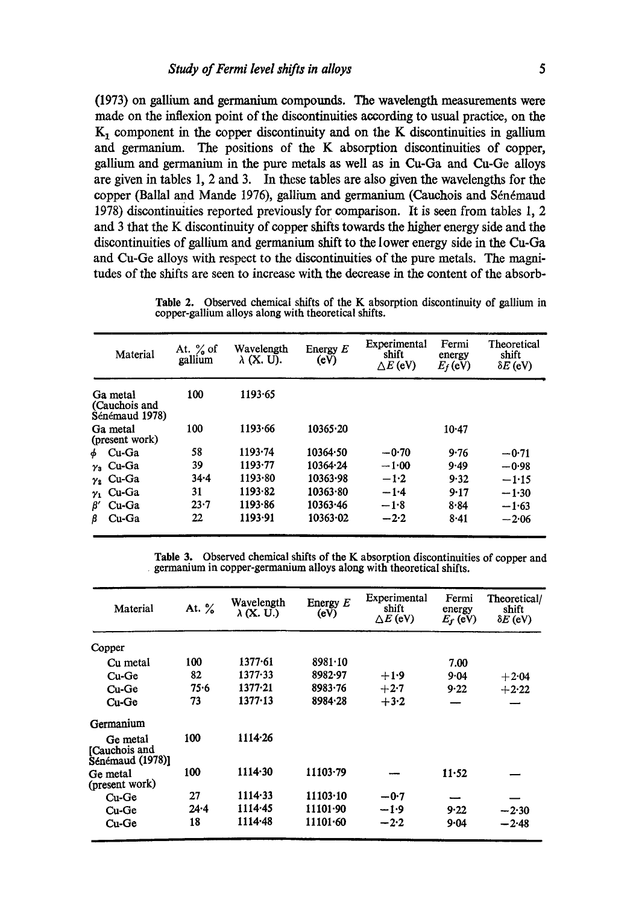(1973) on gallium and germanium compounds. The wavelength measurements were made on the inflexion point of the discontinuities according to usual practice, on the $K_1$ component in the copper discontinuity and on the K discontinuities in gallium and germanium. The positions of the K absorption discontinuities of copper, gallium and germanium in the pure metals as well as in Cu-Ga and Cu-Ge alloys are given in tables 1, 2 and 3. In these tables are also given the wavelengths for the copper (Ballal and Mande 1976), gallium and germanium (Cauchois and Sénémaud 1978) discontinuities reported previously for comparison. It is seen from tables 1, 2 and 3 that the K discontinuity of copper shifts towards the higher energy side and the discontinuities of gallium and germanium shift to the lower energy side in the Cu-Ga and Cu-Ge alloys with respect to the discontinuities of the pure metals. The magnitudes of the shifts are seen to increase with the decrease in the content of the absorb-

**Table 2.** Observed chemical shifts of the K absorption discontinuity of gallium in copper-gallium alloys along with theoretical shifts.

| Material | At. % of gallium | Wavelength λ (X. U). | Energy $E$ (eV) | Experimental shift $\Delta E$ (eV) | Fermi energy $E_f$ (eV) | Theoretical shift $\delta E$ (eV) |
|---|---|---|---|---|---|---|
| Ga metal (Cauchois and Sénémaud 1978) | 100 | 1193·65 | | | | |
| Ga metal (present work) | 100 | 1193·66 | 10365·20 | | 10·47 | |
| $\phi$ Cu-Ga | 58 | 1193·74 | 10364·50 | −0·70 | 9·76 | −0·71 |
| $\gamma_3$ Cu-Ga | 39 | 1193·77 | 10364·24 | −1·00 | 9·49 | −0·98 |
| $\gamma_2$ Cu-Ga | 34·4 | 1193·80 | 10363·98 | −1·2 | 9·32 | −1·15 |
| $\gamma_1$ Cu-Ga | 31 | 1193·82 | 10363·80 | −1·4 | 9·17 | −1·30 |
| $\beta'$ Cu-Ga | 23·7 | 1193·86 | 10363·46 | −1·8 | 8·84 | −1·63 |
| $\beta$ Cu-Ga | 22 | 1193·91 | 10363·02 | −2·2 | 8·41 | −2·06 |

**Table 3.** Observed chemical shifts of the K absorption discontinuities of copper and germanium in copper-germanium alloys along with theoretical shifts.

| Material | At. % | Wavelength λ (X. U.) | Energy $E$ (eV) | Experimental shift $\Delta E$ (eV) | Fermi energy $E_f$ (eV) | Theoretical/ shift $\delta E$ (eV) |
|---|---|---|---|---|---|---|
| Copper | | | | | | |
| Cu metal | 100 | 1377·61 | 8981·10 | | 7.00 | |
| Cu-Ge | 82 | 1377·33 | 8982·97 | +1·9 | 9·04 | +2·04 |
| Cu-Ge | 75·6 | 1377·21 | 8983·76 | +2·7 | 9·22 | +2·22 |
| Cu-Ge | 73 | 1377·13 | 8984·28 | +3·2 | — | — |
| Germanium | | | | | | |
| Ge metal [Cauchois and Sénémaud (1978)] | 100 | 1114·26 | | | | |
| Ge metal (present work) | 100 | 1114·30 | 11103·79 | — | 11·52 | — |
| Cu-Ge | 27 | 1114·33 | 11103·10 | −0·7 | — | — |
| Cu-Ge | 24·4 | 1114·45 | 11101·90 | −1·9 | 9·22 | −2·30 |
| Cu-Ge | 18 | 1114·48 | 11101·60 | −2·2 | 9·04 | −2·48 |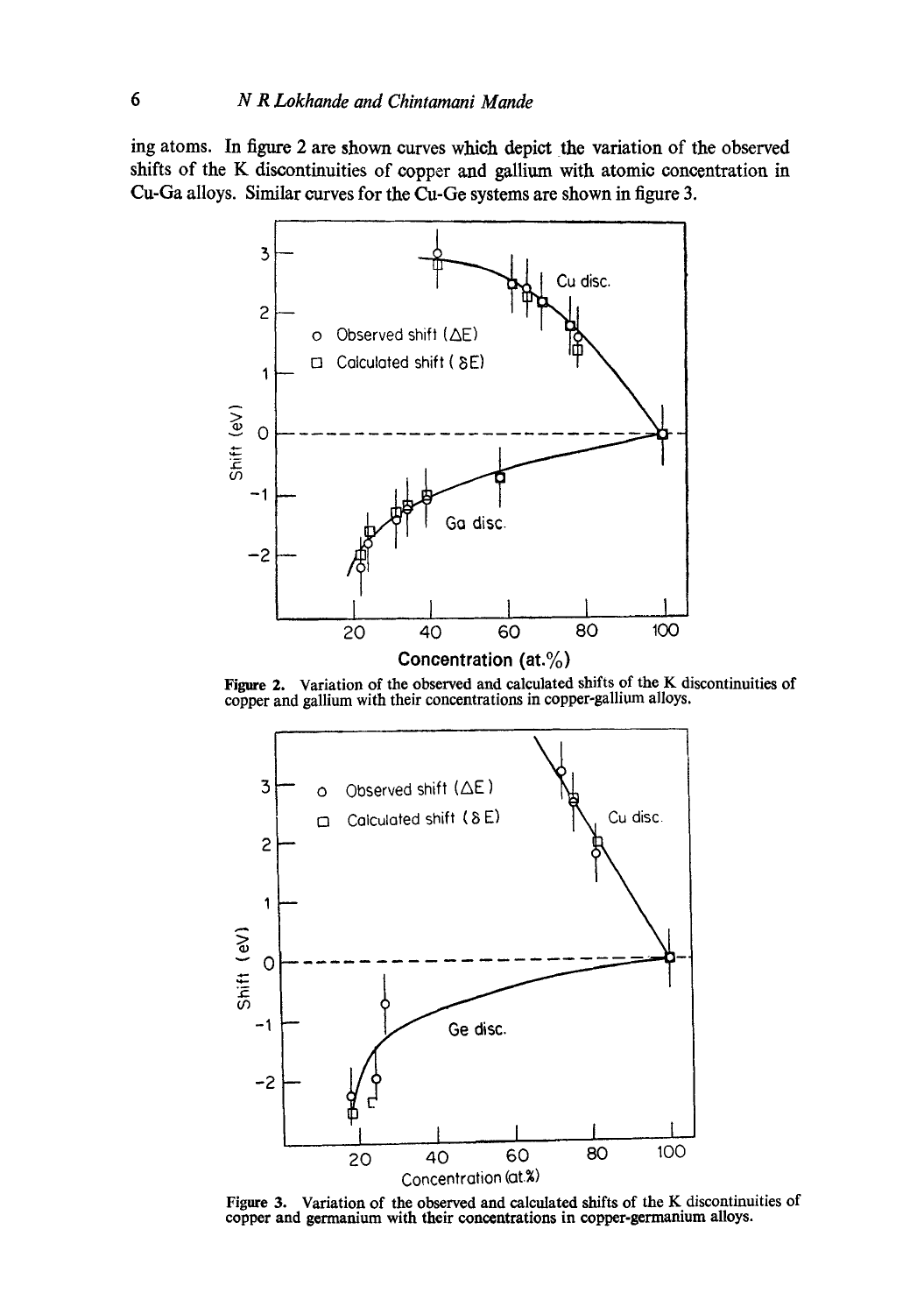ing atoms. In figure 2 are shown curves which depict the variation of the observed shifts of the K discontinuities of copper and gallium with atomic concentration in Cu-Ga alloys. Similar curves for the Cu-Ge systems are shown in figure 3.

**Figure 2.** Variation of the observed and calculated shifts of the K discontinuities of copper and gallium with their concentrations in copper-gallium alloys.

**Figure 3.** Variation of the observed and calculated shifts of the K discontinuities of copper and germanium with their concentrations in copper-germanium alloys.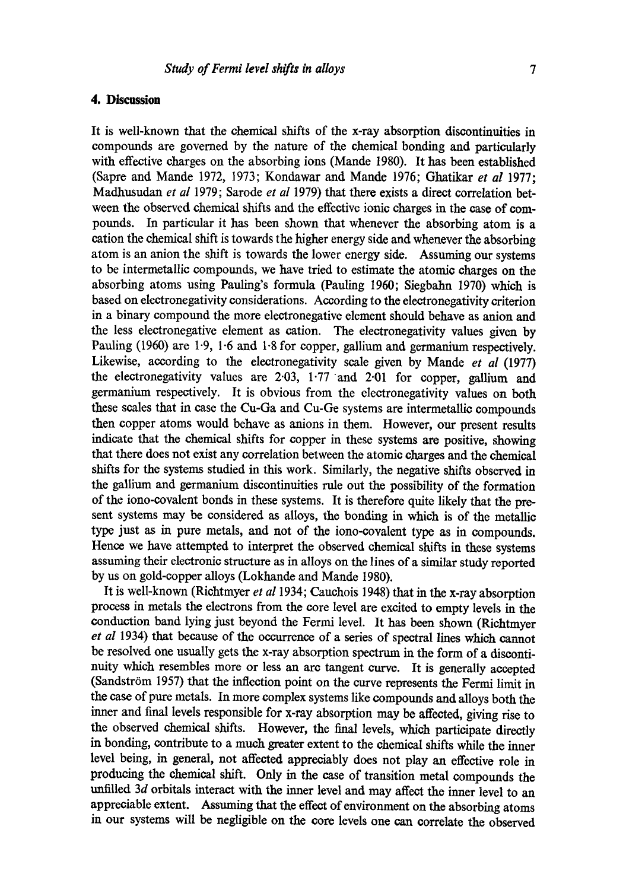## 4. Discussion

It is well-known that the chemical shifts of the x-ray absorption discontinuities in compounds are governed by the nature of the chemical bonding and particularly with effective charges on the absorbing ions (Mande 1980). It has been established (Sapre and Mande 1972, 1973; Kondawar and Mande 1976; Ghatikar *et al* 1977; Madhusudan *et al* 1979; Sarode *et al* 1979) that there exists a direct correlation between the observed chemical shifts and the effective ionic charges in the case of compounds. In particular it has been shown that whenever the absorbing atom is a cation the chemical shift is towards the higher energy side and whenever the absorbing atom is an anion the shift is towards the lower energy side. Assuming our systems to be intermetallic compounds, we have tried to estimate the atomic charges on the absorbing atoms using Pauling's formula (Pauling 1960; Siegbahn 1970) which is based on electronegativity considerations. According to the electronegativity criterion in a binary compound the more electronegative element should behave as anion and the less electronegative element as cation. The electronegativity values given by Pauling (1960) are 1·9, 1·6 and 1·8 for copper, gallium and germanium respectively. Likewise, according to the electronegativity scale given by Mande *et al* (1977) the electronegativity values are 2·03, 1·77 and 2·01 for copper, gallium and germanium respectively. It is obvious from the electronegativity values on both these scales that in case the Cu-Ga and Cu-Ge systems are intermetallic compounds then copper atoms would behave as anions in them. However, our present results indicate that the chemical shifts for copper in these systems are positive, showing that there does not exist any correlation between the atomic charges and the chemical shifts for the systems studied in this work. Similarly, the negative shifts observed in the gallium and germanium discontinuities rule out the possibility of the formation of the iono-covalent bonds in these systems. It is therefore quite likely that the present systems may be considered as alloys, the bonding in which is of the metallic type just as in pure metals, and not of the iono-covalent type as in compounds. Hence we have attempted to interpret the observed chemical shifts in these systems assuming their electronic structure as in alloys on the lines of a similar study reported by us on gold-copper alloys (Lokhande and Mande 1980).

It is well-known (Richtmyer *et al* 1934; Cauchois 1948) that in the x-ray absorption process in metals the electrons from the core level are excited to empty levels in the conduction band lying just beyond the Fermi level. It has been shown (Richtmyer *et al* 1934) that because of the occurrence of a series of spectral lines which cannot be resolved one usually gets the x-ray absorption spectrum in the form of a discontinuity which resembles more or less an arc tangent curve. It is generally accepted (Sandström 1957) that the inflection point on the curve represents the Fermi limit in the case of pure metals. In more complex systems like compounds and alloys both the inner and final levels responsible for x-ray absorption may be affected, giving rise to the observed chemical shifts. However, the final levels, which participate directly in bonding, contribute to a much greater extent to the chemical shifts while the inner level being, in general, not affected appreciably does not play an effective role in producing the chemical shift. Only in the case of transition metal compounds the unfilled $3d$ orbitals interact with the inner level and may affect the inner level to an appreciable extent. Assuming that the effect of environment on the absorbing atoms in our systems will be negligible on the core levels one can correlate the observed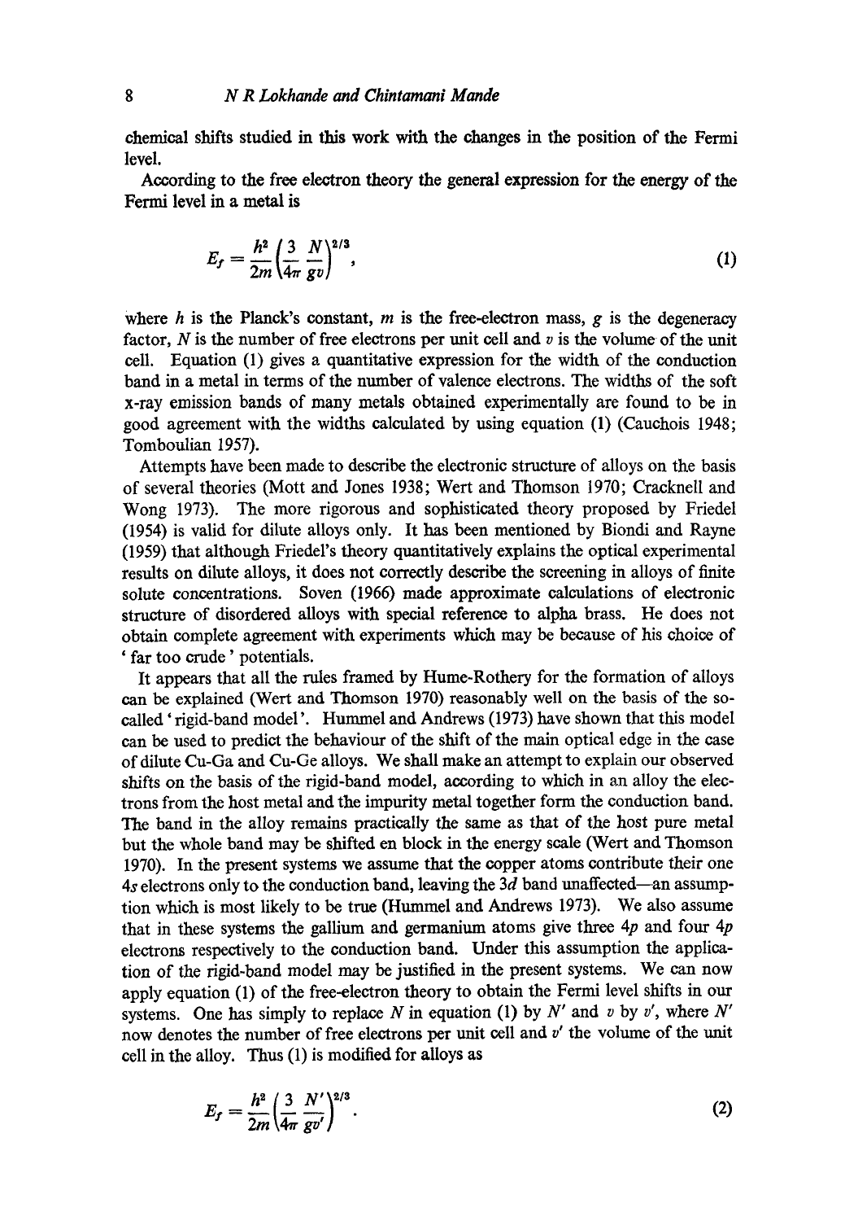chemical shifts studied in this work with the changes in the position of the Fermi level.

According to the free electron theory the general expression for the energy of the Fermi level in a metal is

$$E_f = \frac{h^2}{2m}\left(\frac{3}{4\pi}\frac{N}{gv}\right)^{2/3}, \tag{1}$$

where $h$ is the Planck's constant, $m$ is the free-electron mass, $g$ is the degeneracy factor, $N$ is the number of free electrons per unit cell and $v$ is the volume of the unit cell. Equation (1) gives a quantitative expression for the width of the conduction band in a metal in terms of the number of valence electrons. The widths of the soft x-ray emission bands of many metals obtained experimentally are found to be in good agreement with the widths calculated by using equation (1) (Cauchois 1948; Tomboulian 1957).

Attempts have been made to describe the electronic structure of alloys on the basis of several theories (Mott and Jones 1938; Wert and Thomson 1970; Cracknell and Wong 1973). The more rigorous and sophisticated theory proposed by Friedel (1954) is valid for dilute alloys only. It has been mentioned by Biondi and Rayne (1959) that although Friedel's theory quantitatively explains the optical experimental results on dilute alloys, it does not correctly describe the screening in alloys of finite solute concentrations. Soven (1966) made approximate calculations of electronic structure of disordered alloys with special reference to alpha brass. He does not obtain complete agreement with experiments which may be because of his choice of 'far too crude' potentials.

It appears that all the rules framed by Hume-Rothery for the formation of alloys can be explained (Wert and Thomson 1970) reasonably well on the basis of the so-called 'rigid-band model'. Hummel and Andrews (1973) have shown that this model can be used to predict the behaviour of the shift of the main optical edge in the case of dilute Cu-Ga and Cu-Ge alloys. We shall make an attempt to explain our observed shifts on the basis of the rigid-band model, according to which in an alloy the electrons from the host metal and the impurity metal together form the conduction band. The band in the alloy remains practically the same as that of the host pure metal but the whole band may be shifted en block in the energy scale (Wert and Thomson 1970). In the present systems we assume that the copper atoms contribute their one $4s$ electrons only to the conduction band, leaving the $3d$ band unaffected—an assumption which is most likely to be true (Hummel and Andrews 1973). We also assume that in these systems the gallium and germanium atoms give three $4p$ and four $4p$ electrons respectively to the conduction band. Under this assumption the application of the rigid-band model may be justified in the present systems. We can now apply equation (1) of the free-electron theory to obtain the Fermi level shifts in our systems. One has simply to replace $N$ in equation (1) by $N'$ and $v$ by $v'$, where $N'$ now denotes the number of free electrons per unit cell and $v'$ the volume of the unit cell in the alloy. Thus (1) is modified for alloys as

$$E_f = \frac{h^2}{2m}\left(\frac{3}{4\pi}\frac{N'}{gv'}\right)^{2/3}. \tag{2}$$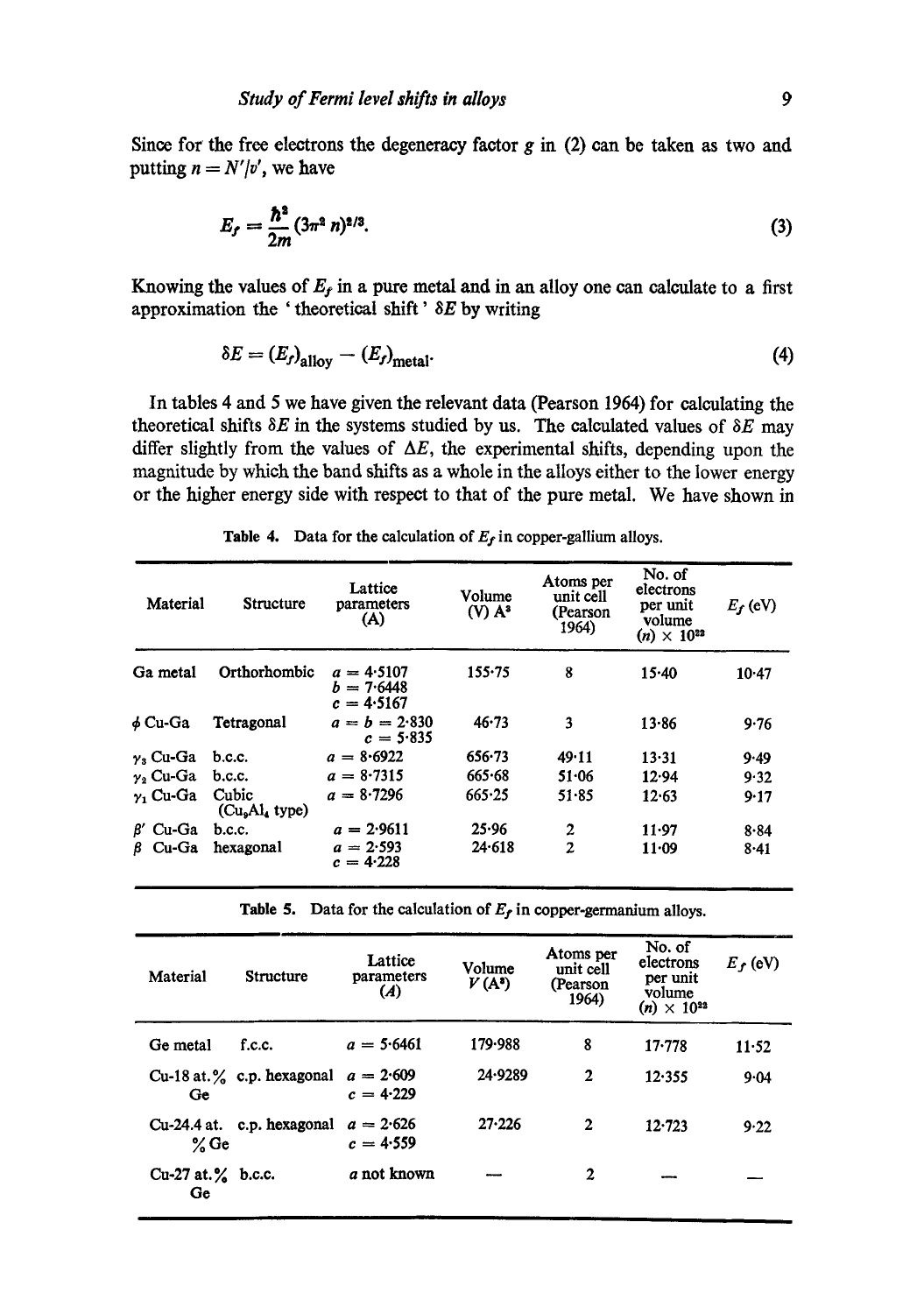Since for the free electrons the degeneracy factor $g$ in (2) can be taken as two and putting $n = N'/v'$, we have

$$E_f = \frac{\hbar^2}{2m}(3\pi^2 n)^{2/3}. \tag{3}$$

Knowing the values of $E_f$ in a pure metal and in an alloy one can calculate to a first approximation the 'theoretical shift' $\delta E$ by writing

$$\delta E = (E_f)_{\text{alloy}} - (E_f)_{\text{metal}}. \tag{4}$$

In tables 4 and 5 we have given the relevant data (Pearson 1964) for calculating the theoretical shifts $\delta E$ in the systems studied by us. The calculated values of $\delta E$ may differ slightly from the values of $\Delta E$, the experimental shifts, depending upon the magnitude by which the band shifts as a whole in the alloys either to the lower energy or the higher energy side with respect to that of the pure metal. We have shown in

**Table 4.** Data for the calculation of $E_f$ in copper-gallium alloys.

| Material | Structure | Lattice parameters (A) | Volume (V) $A^3$ | Atoms per unit cell (Pearson 1964) | No. of electrons per unit volume $(n) \times 10^{22}$ | $E_f$ (eV) |
|---|---|---|---|---|---|---|
| Ga metal | Orthorhombic | $a = 4{\cdot}5107$<br>$b = 7{\cdot}6448$<br>$c = 4{\cdot}5167$ | 155·75 | 8 | 15·40 | 10·47 |
| $\phi$ Cu-Ga | Tetragonal | $a = b = 2{\cdot}830$<br>$c = 5{\cdot}835$ | 46·73 | 3 | 13·86 | 9·76 |
| $\gamma_3$ Cu-Ga | b.c.c. | $a = 8{\cdot}6922$ | 656·73 | 49·11 | 13·31 | 9·49 |
| $\gamma_2$ Cu-Ga | b.c.c. | $a = 8{\cdot}7315$ | 665·68 | 51·06 | 12·94 | 9·32 |
| $\gamma_1$ Cu-Ga | Cubic ($Cu_9Al_4$ type) | $a = 8{\cdot}7296$ | 665·25 | 51·85 | 12·63 | 9·17 |
| $\beta'$ Cu-Ga | b.c.c. | $a = 2{\cdot}9611$ | 25·96 | 2 | 11·97 | 8·84 |
| $\beta$ Cu-Ga | hexagonal | $a = 2{\cdot}593$<br>$c = 4{\cdot}228$ | 24·618 | 2 | 11·09 | 8·41 |

**Table 5.** Data for the calculation of $E_f$ in copper-germanium alloys.

| Material | Structure | Lattice parameters (A) | Volume $V$ ($A^3$) | Atoms per unit cell (Pearson 1964) | No. of electrons per unit volume $(n) \times 10^{22}$ | $E_f$ (eV) |
|---|---|---|---|---|---|---|
| Ge metal | f.c.c. | $a = 5{\cdot}6461$ | 179·988 | 8 | 17·778 | 11·52 |
| Cu-18 at.% Ge | c.p. hexagonal | $a = 2{\cdot}609$<br>$c = 4{\cdot}229$ | 24·9289 | 2 | 12·355 | 9·04 |
| Cu-24.4 at. % Ge | c.p. hexagonal | $a = 2{\cdot}626$<br>$c = 4{\cdot}559$ | 27·226 | 2 | 12·723 | 9·22 |
| Cu-27 at.% Ge | b.c.c. | $a$ not known | — | 2 | — | — |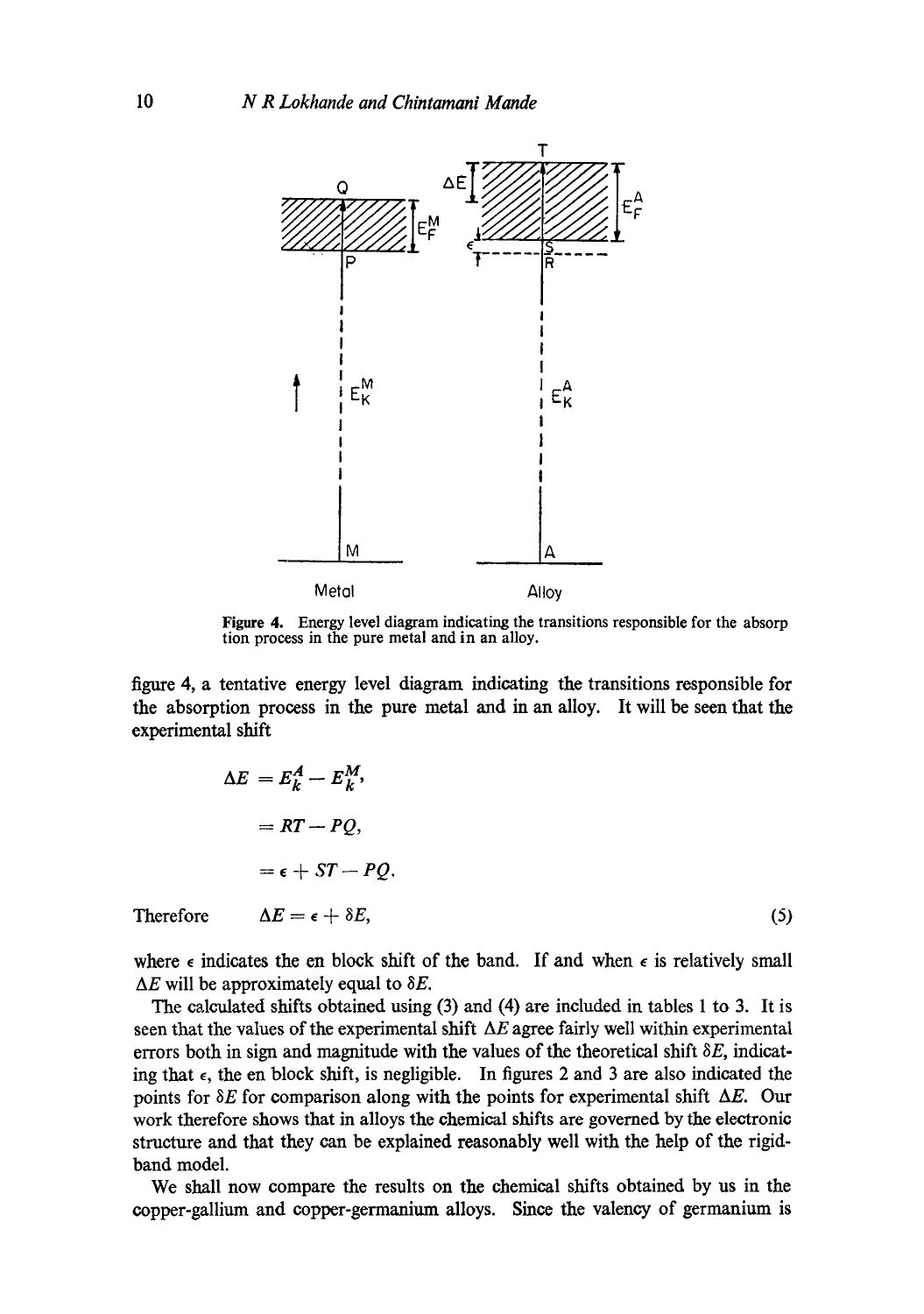**Figure 4.** Energy level diagram indicating the transitions responsible for the absorption process in the pure metal and in an alloy.

figure 4, a tentative energy level diagram indicating the transitions responsible for the absorption process in the pure metal and in an alloy. It will be seen that the experimental shift

$$\Delta E = E_k^A - E_k^M,$$

$$= RT - PQ,$$

$$= \epsilon + ST - PQ.$$

Therefore $$\Delta E = \epsilon + \delta E, \tag{5}$$

where $\epsilon$ indicates the en block shift of the band. If and when $\epsilon$ is relatively small $\Delta E$ will be approximately equal to $\delta E$.

The calculated shifts obtained using (3) and (4) are included in tables 1 to 3. It is seen that the values of the experimental shift $\Delta E$ agree fairly well within experimental errors both in sign and magnitude with the values of the theoretical shift $\delta E$, indicating that $\epsilon$, the en block shift, is negligible. In figures 2 and 3 are also indicated the points for $\delta E$ for comparison along with the points for experimental shift $\Delta E$. Our work therefore shows that in alloys the chemical shifts are governed by the electronic structure and that they can be explained reasonably well with the help of the rigid-band model.

We shall now compare the results on the chemical shifts obtained by us in the copper-gallium and copper-germanium alloys. Since the valency of germanium is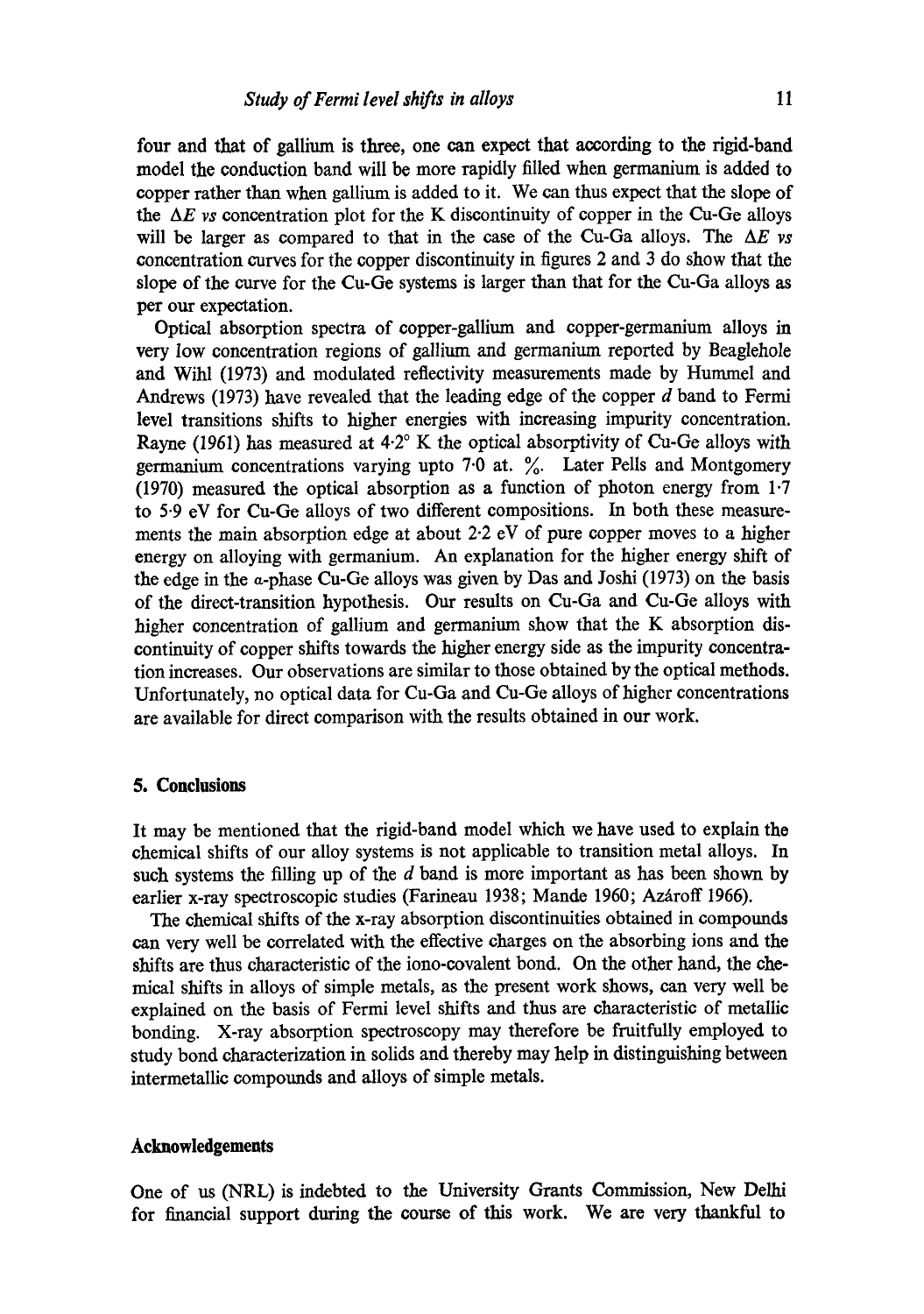four and that of gallium is three, one can expect that according to the rigid-band model the conduction band will be more rapidly filled when germanium is added to copper rather than when gallium is added to it. We can thus expect that the slope of the $\Delta E$ *vs* concentration plot for the K discontinuity of copper in the Cu-Ge alloys will be larger as compared to that in the case of the Cu-Ga alloys. The $\Delta E$ *vs* concentration curves for the copper discontinuity in figures 2 and 3 do show that the slope of the curve for the Cu-Ge systems is larger than that for the Cu-Ga alloys as per our expectation.

Optical absorption spectra of copper-gallium and copper-germanium alloys in very low concentration regions of gallium and germanium reported by Beaglehole and Wihl (1973) and modulated reflectivity measurements made by Hummel and Andrews (1973) have revealed that the leading edge of the copper *d* band to Fermi level transitions shifts to higher energies with increasing impurity concentration. Rayne (1961) has measured at 4·2° K the optical absorptivity of Cu-Ge alloys with germanium concentrations varying upto 7·0 at. %. Later Pells and Montgomery (1970) measured the optical absorption as a function of photon energy from 1·7 to 5·9 eV for Cu-Ge alloys of two different compositions. In both these measurements the main absorption edge at about 2·2 eV of pure copper moves to a higher energy on alloying with germanium. An explanation for the higher energy shift of the edge in the $\alpha$-phase Cu-Ge alloys was given by Das and Joshi (1973) on the basis of the direct-transition hypothesis. Our results on Cu-Ga and Cu-Ge alloys with higher concentration of gallium and germanium show that the K absorption discontinuity of copper shifts towards the higher energy side as the impurity concentration increases. Our observations are similar to those obtained by the optical methods. Unfortunately, no optical data for Cu-Ga and Cu-Ge alloys of higher concentrations are available for direct comparison with the results obtained in our work.

## 5. Conclusions

It may be mentioned that the rigid-band model which we have used to explain the chemical shifts of our alloy systems is not applicable to transition metal alloys. In such systems the filling up of the *d* band is more important as has been shown by earlier x-ray spectroscopic studies (Farineau 1938; Mande 1960; Azároff 1966).

The chemical shifts of the x-ray absorption discontinuities obtained in compounds can very well be correlated with the effective charges on the absorbing ions and the shifts are thus characteristic of the iono-covalent bond. On the other hand, the chemical shifts in alloys of simple metals, as the present work shows, can very well be explained on the basis of Fermi level shifts and thus are characteristic of metallic bonding. X-ray absorption spectroscopy may therefore be fruitfully employed to study bond characterization in solids and thereby may help in distinguishing between intermetallic compounds and alloys of simple metals.

## Acknowledgements

One of us (NRL) is indebted to the University Grants Commission, New Delhi for financial support during the course of this work. We are very thankful to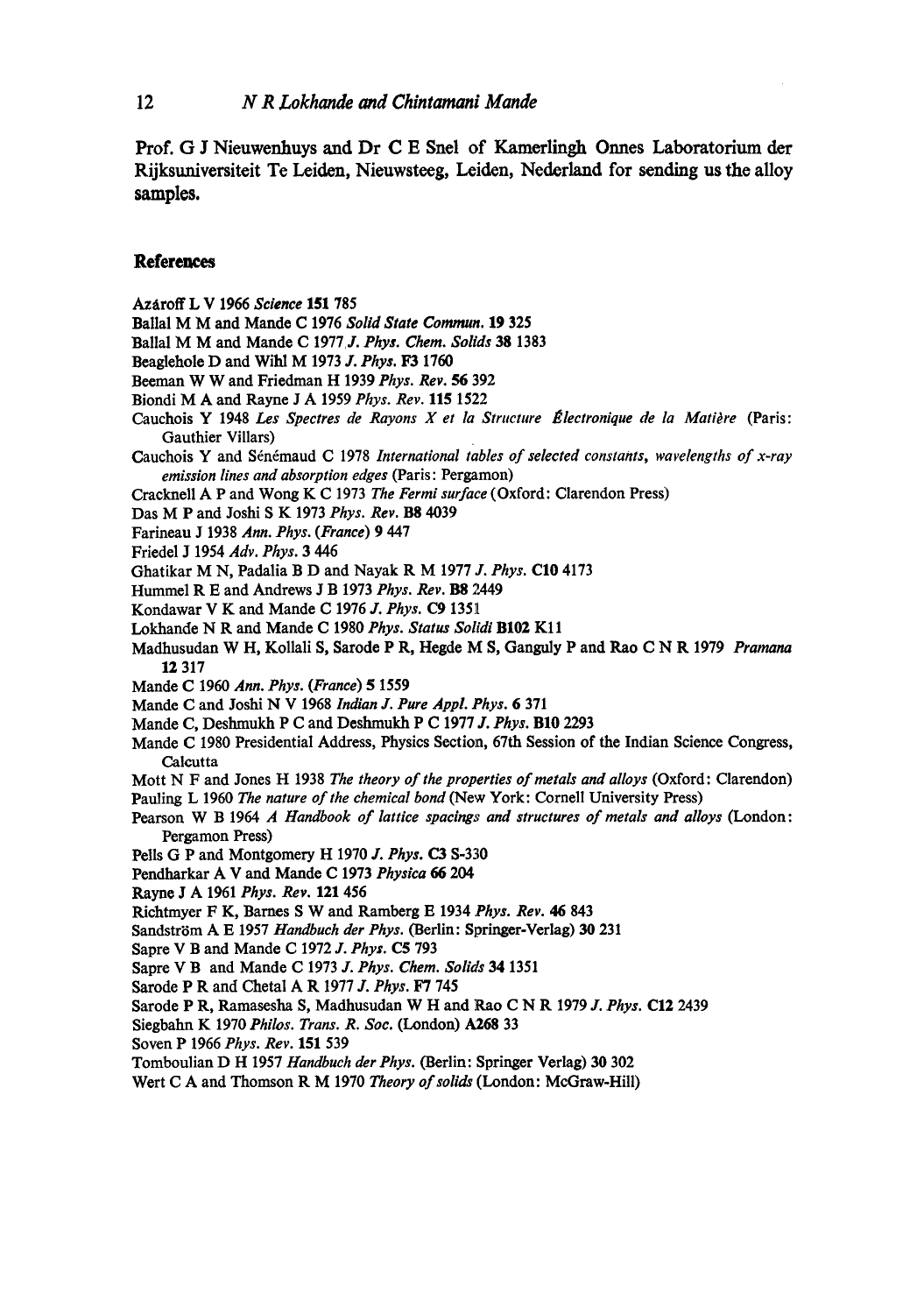Prof. G J Nieuwenhuys and Dr C E Snel of Kamerlingh Onnes Laboratorium der Rijksuniversiteit Te Leiden, Nieuwsteeg, Leiden, Nederland for sending us the alloy samples.

## References

Azároff L V 1966 *Science* **151** 785

Ballal M M and Mande C 1976 *Solid State Commun.* **19** 325

Ballal M M and Mande C 1977 *J. Phys. Chem. Solids* **38** 1383

Beaglehole D and Wihl M 1973 *J. Phys.* **F3** 1760

Beeman W W and Friedman H 1939 *Phys. Rev.* **56** 392

Biondi M A and Rayne J A 1959 *Phys. Rev.* **115** 1522

Cauchois Y 1948 *Les Spectres de Rayons X et la Structure Électronique de la Matière* (Paris: Gauthier Villars)

Cauchois Y and Sénémaud C 1978 *International tables of selected constants, wavelengths of x-ray emission lines and absorption edges* (Paris: Pergamon)

Cracknell A P and Wong K C 1973 *The Fermi surface* (Oxford: Clarendon Press)

Das M P and Joshi S K 1973 *Phys. Rev.* **B8** 4039

Farineau J 1938 *Ann. Phys. (France)* **9** 447

Friedel J 1954 *Adv. Phys.* **3** 446

Ghatikar M N, Padalia B D and Nayak R M 1977 *J. Phys.* **C10** 4173

Hummel R E and Andrews J B 1973 *Phys. Rev.* **B8** 2449

Kondawar V K and Mande C 1976 *J. Phys.* **C9** 1351

Lokhande N R and Mande C 1980 *Phys. Status Solidi* **B102** K11

Madhusudan W H, Kollali S, Sarode P R, Hegde M S, Ganguly P and Rao C N R 1979 *Pramana* **12** 317

Mande C 1960 *Ann. Phys. (France)* **5** 1559

Mande C and Joshi N V 1968 *Indian J. Pure Appl. Phys.* **6** 371

Mande C, Deshmukh P C and Deshmukh P C 1977 *J. Phys.* **B10** 2293

Mande C 1980 Presidential Address, Physics Section, 67th Session of the Indian Science Congress, Calcutta

Mott N F and Jones H 1938 *The theory of the properties of metals and alloys* (Oxford: Clarendon)

Pauling L 1960 *The nature of the chemical bond* (New York: Cornell University Press)

Pearson W B 1964 *A Handbook of lattice spacings and structures of metals and alloys* (London: Pergamon Press)

Pells G P and Montgomery H 1970 *J. Phys.* **C3** S-330

Pendharkar A V and Mande C 1973 *Physica* **66** 204

Rayne J A 1961 *Phys. Rev.* **121** 456

Richtmyer F K, Barnes S W and Ramberg E 1934 *Phys. Rev.* **46** 843

Sandström A E 1957 *Handbuch der Phys.* (Berlin: Springer-Verlag) **30** 231

Sapre V B and Mande C 1972 *J. Phys.* **C5** 793

Sapre V B and Mande C 1973 *J. Phys. Chem. Solids* **34** 1351

Sarode P R and Chetal A R 1977 *J. Phys.* **F7** 745

Sarode P R, Ramasesha S, Madhusudan W H and Rao C N R 1979 *J. Phys.* **C12** 2439

Siegbahn K 1970 *Philos. Trans. R. Soc.* (London) **A268** 33

Soven P 1966 *Phys. Rev.* **151** 539

Tomboulian D H 1957 *Handbuch der Phys.* (Berlin: Springer Verlag) **30** 302

Wert C A and Thomson R M 1970 *Theory of solids* (London: McGraw-Hill)